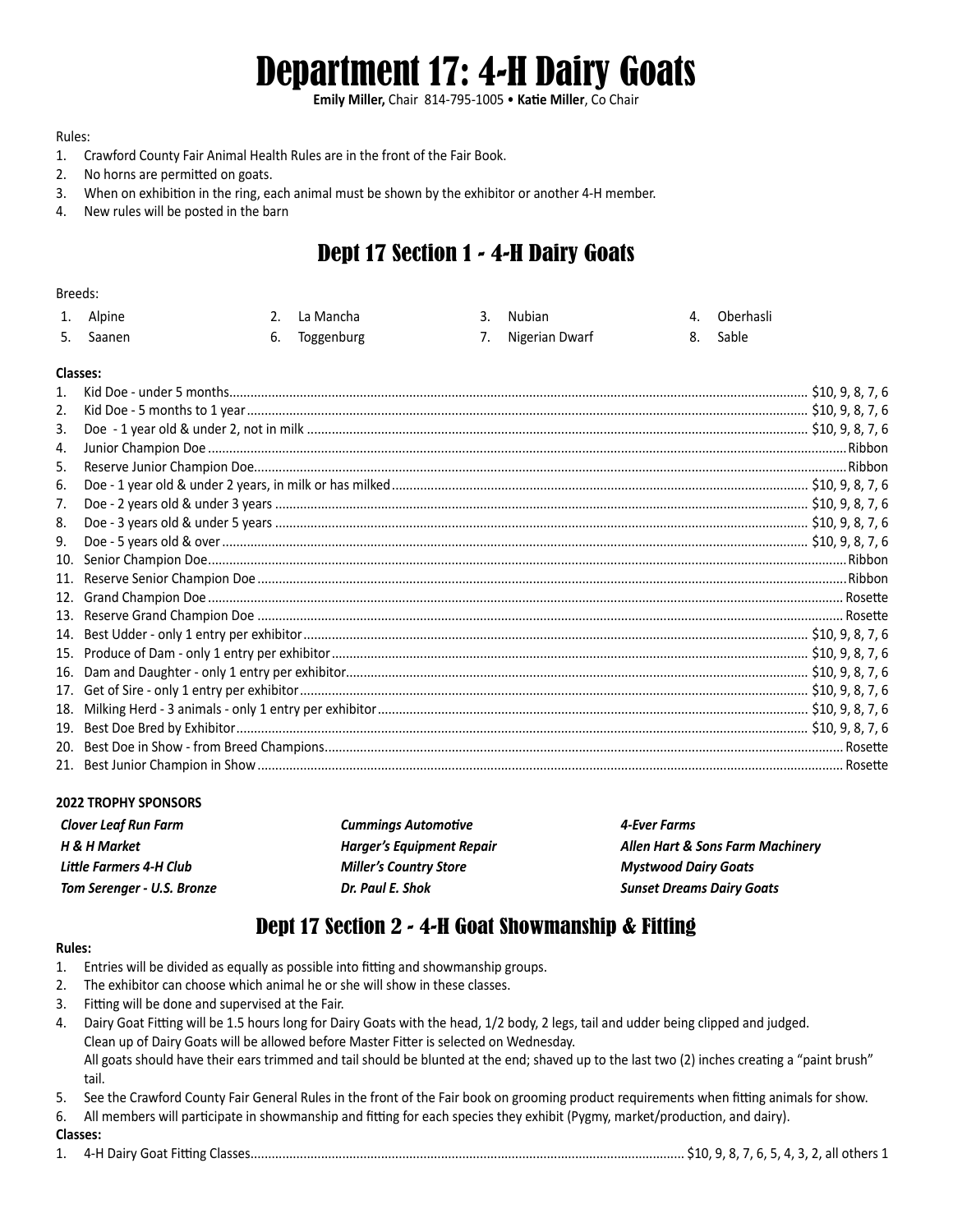# Department 17: 4-H Dairy Goats

**Emily Miller,** Chair 814-795-1005 • **Katie Miller**, Co Chair

Rules:

1. Crawford County Fair Animal Health Rules are in the front of the Fair Book.
2. No horns are permitted on goats.
3. When on exhibition in the ring, each animal must be shown by the exhibitor or another 4-H member.
4. New rules will be posted in the barn

## Dept 17 Section 1 - 4-H Dairy Goats

Breeds:

1. Alpine
2. La Mancha
3. Nubian
4. Oberhasli
5. Saanen
6. Toggenburg
7. Nigerian Dwarf
8. Sable

**Classes:**

1. Kid Doe - under 5 months.......... $10, 9, 8, 7, 6
2. Kid Doe - 5 months to 1 year.......... $10, 9, 8, 7, 6
3. Doe - 1 year old & under 2, not in milk.......... $10, 9, 8, 7, 6
4. Junior Champion Doe.......... Ribbon
5. Reserve Junior Champion Doe.......... Ribbon
6. Doe - 1 year old & under 2 years, in milk or has milked.......... $10, 9, 8, 7, 6
7. Doe - 2 years old & under 3 years.......... $10, 9, 8, 7, 6
8. Doe - 3 years old & under 5 years.......... $10, 9, 8, 7, 6
9. Doe - 5 years old & over.......... $10, 9, 8, 7, 6
10. Senior Champion Doe.......... Ribbon
11. Reserve Senior Champion Doe.......... Ribbon
12. Grand Champion Doe.......... Rosette
13. Reserve Grand Champion Doe.......... Rosette
14. Best Udder - only 1 entry per exhibitor.......... $10, 9, 8, 7, 6
15. Produce of Dam - only 1 entry per exhibitor.......... $10, 9, 8, 7, 6
16. Dam and Daughter - only 1 entry per exhibitor.......... $10, 9, 8, 7, 6
17. Get of Sire - only 1 entry per exhibitor.......... $10, 9, 8, 7, 6
18. Milking Herd - 3 animals - only 1 entry per exhibitor.......... $10, 9, 8, 7, 6
19. Best Doe Bred by Exhibitor.......... $10, 9, 8, 7, 6
20. Best Doe in Show - from Breed Champions.......... Rosette
21. Best Junior Champion in Show.......... Rosette

**2022 TROPHY SPONSORS**

***Clover Leaf Run Farm***
***H & H Market***
***Little Farmers 4-H Club***
***Tom Serenger - U.S. Bronze***
***Cummings Automotive***
***Harger's Equipment Repair***
***Miller's Country Store***
***Dr. Paul E. Shok***
***4-Ever Farms***
***Allen Hart & Sons Farm Machinery***
***Mystwood Dairy Goats***
***Sunset Dreams Dairy Goats***

## Dept 17 Section 2 - 4-H Goat Showmanship & Fitting

**Rules:**

1. Entries will be divided as equally as possible into fitting and showmanship groups.
2. The exhibitor can choose which animal he or she will show in these classes.
3. Fitting will be done and supervised at the Fair.
4. Dairy Goat Fitting will be 1.5 hours long for Dairy Goats with the head, 1/2 body, 2 legs, tail and udder being clipped and judged. Clean up of Dairy Goats will be allowed before Master Fitter is selected on Wednesday. All goats should have their ears trimmed and tail should be blunted at the end; shaved up to the last two (2) inches creating a "paint brush" tail.
5. See the Crawford County Fair General Rules in the front of the Fair book on grooming product requirements when fitting animals for show.
6. All members will participate in showmanship and fitting for each species they exhibit (Pygmy, market/production, and dairy).

**Classes:**

1. 4-H Dairy Goat Fitting Classes.......... $10, 9, 8, 7, 6, 5, 4, 3, 2, all others 1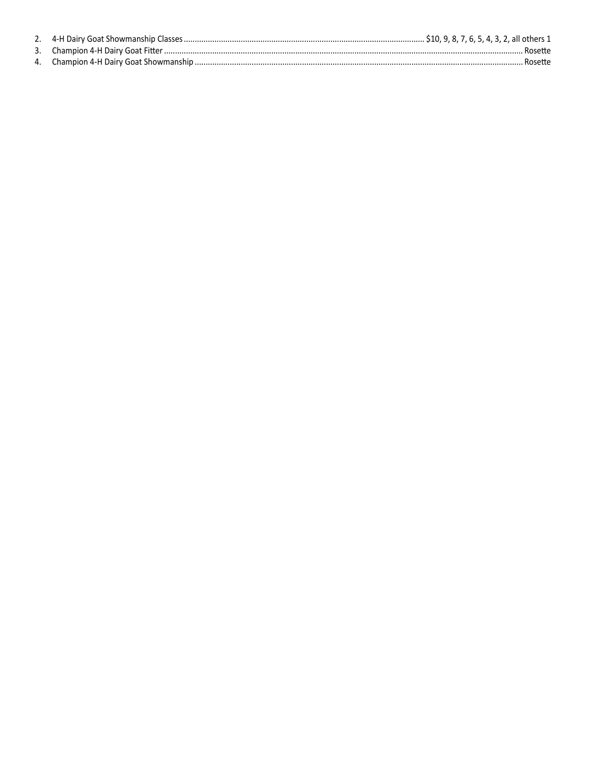2. 4-H Dairy Goat Showmanship Classes ............................................................................................................ $10, 9, 8, 7, 6, 5, 4, 3, 2, all others 1
3. Champion 4-H Dairy Goat Fitter ............................................................................................................................................................ Rosette
4. Champion 4-H Dairy Goat Showmanship ............................................................................................................................................... Rosette